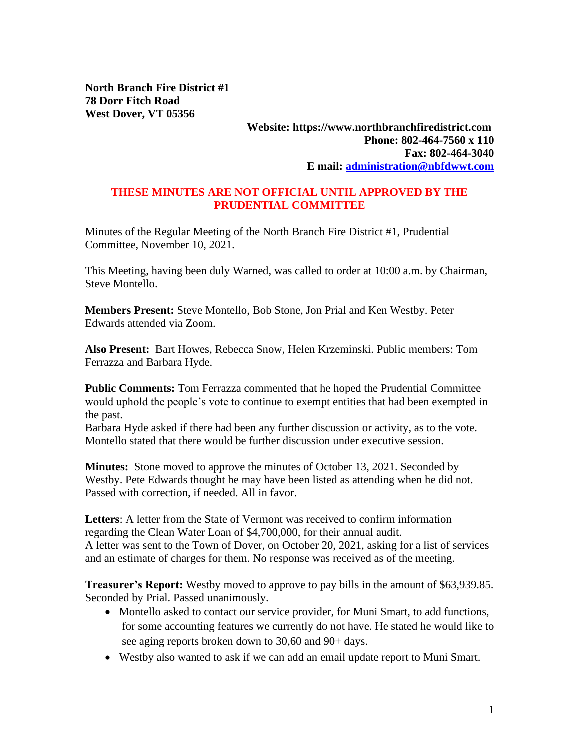**North Branch Fire District #1**
**78 Dorr Fitch Road**
**West Dover, VT 05356**

**Website: https://www.northbranchfiredistrict.com**
**Phone: 802-464-7560 x 110**
**Fax: 802-464-3040**
**E mail: [administration@nbfdwwt.com](mailto:administration@nbfdwwt.com)**

**THESE MINUTES ARE NOT OFFICIAL UNTIL APPROVED BY THE PRUDENTIAL COMMITTEE**

Minutes of the Regular Meeting of the North Branch Fire District #1, Prudential Committee, November 10, 2021.

This Meeting, having been duly Warned, was called to order at 10:00 a.m. by Chairman, Steve Montello.

**Members Present:** Steve Montello, Bob Stone, Jon Prial and Ken Westby. Peter Edwards attended via Zoom.

**Also Present:** Bart Howes, Rebecca Snow, Helen Krzeminski. Public members: Tom Ferrazza and Barbara Hyde.

**Public Comments:** Tom Ferrazza commented that he hoped the Prudential Committee would uphold the people's vote to continue to exempt entities that had been exempted in the past.
Barbara Hyde asked if there had been any further discussion or activity, as to the vote. Montello stated that there would be further discussion under executive session.

**Minutes:** Stone moved to approve the minutes of October 13, 2021. Seconded by Westby. Pete Edwards thought he may have been listed as attending when he did not. Passed with correction, if needed. All in favor.

**Letters**: A letter from the State of Vermont was received to confirm information regarding the Clean Water Loan of $4,700,000, for their annual audit.
A letter was sent to the Town of Dover, on October 20, 2021, asking for a list of services and an estimate of charges for them. No response was received as of the meeting.

**Treasurer's Report:** Westby moved to approve to pay bills in the amount of $63,939.85. Seconded by Prial. Passed unanimously.

- Montello asked to contact our service provider, for Muni Smart, to add functions, for some accounting features we currently do not have. He stated he would like to see aging reports broken down to 30,60 and 90+ days.
- Westby also wanted to ask if we can add an email update report to Muni Smart.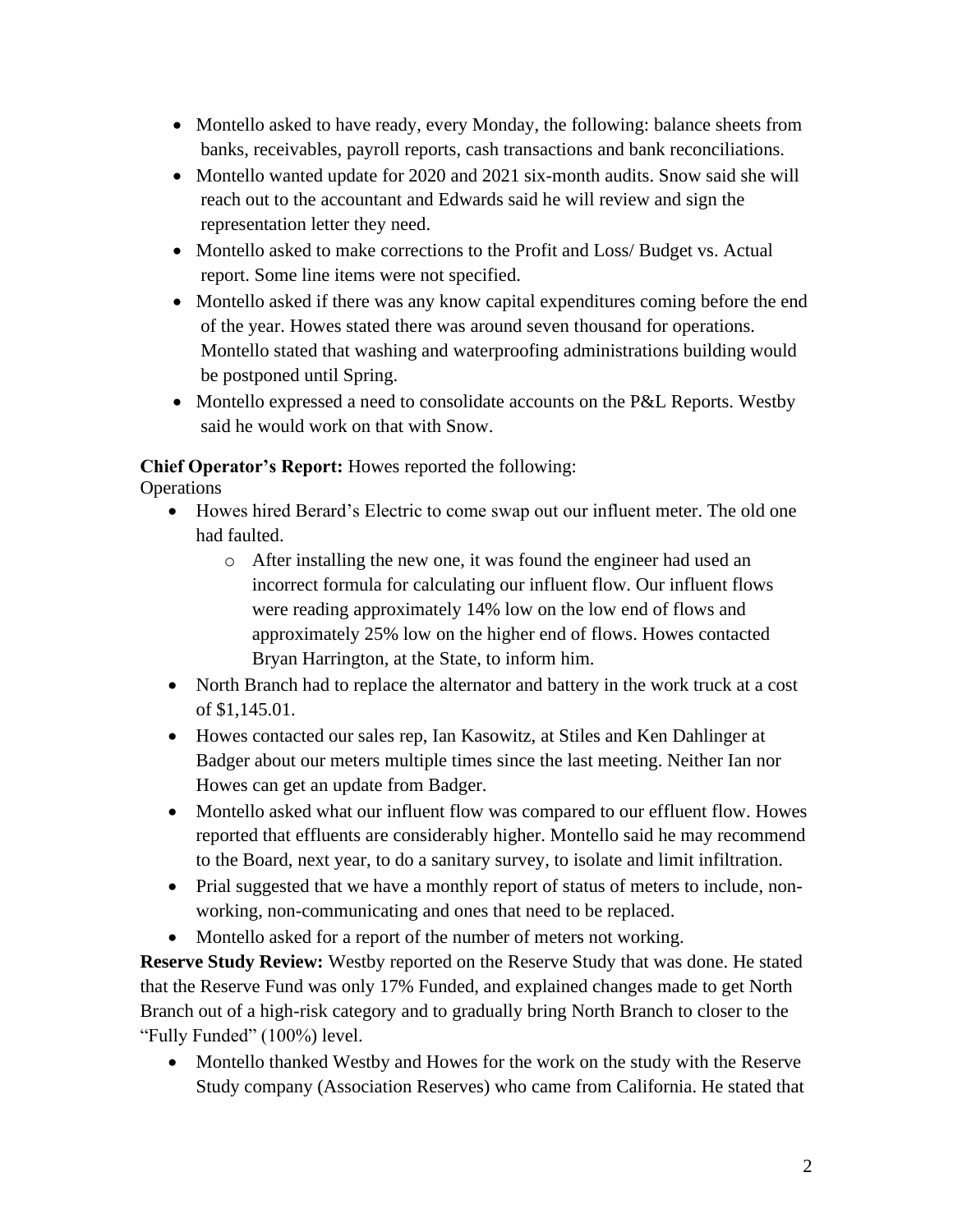- Montello asked to have ready, every Monday, the following: balance sheets from banks, receivables, payroll reports, cash transactions and bank reconciliations.
- Montello wanted update for 2020 and 2021 six-month audits. Snow said she will reach out to the accountant and Edwards said he will review and sign the representation letter they need.
- Montello asked to make corrections to the Profit and Loss/ Budget vs. Actual report. Some line items were not specified.
- Montello asked if there was any know capital expenditures coming before the end of the year. Howes stated there was around seven thousand for operations. Montello stated that washing and waterproofing administrations building would be postponed until Spring.
- Montello expressed a need to consolidate accounts on the P&L Reports. Westby said he would work on that with Snow.

**Chief Operator's Report:** Howes reported the following:

Operations

- Howes hired Berard's Electric to come swap out our influent meter. The old one had faulted.
  - After installing the new one, it was found the engineer had used an incorrect formula for calculating our influent flow. Our influent flows were reading approximately 14% low on the low end of flows and approximately 25% low on the higher end of flows. Howes contacted Bryan Harrington, at the State, to inform him.
- North Branch had to replace the alternator and battery in the work truck at a cost of $1,145.01.
- Howes contacted our sales rep, Ian Kasowitz, at Stiles and Ken Dahlinger at Badger about our meters multiple times since the last meeting. Neither Ian nor Howes can get an update from Badger.
- Montello asked what our influent flow was compared to our effluent flow. Howes reported that effluents are considerably higher. Montello said he may recommend to the Board, next year, to do a sanitary survey, to isolate and limit infiltration.
- Prial suggested that we have a monthly report of status of meters to include, non-working, non-communicating and ones that need to be replaced.
- Montello asked for a report of the number of meters not working.

**Reserve Study Review:** Westby reported on the Reserve Study that was done. He stated that the Reserve Fund was only 17% Funded, and explained changes made to get North Branch out of a high-risk category and to gradually bring North Branch to closer to the "Fully Funded" (100%) level.

- Montello thanked Westby and Howes for the work on the study with the Reserve Study company (Association Reserves) who came from California. He stated that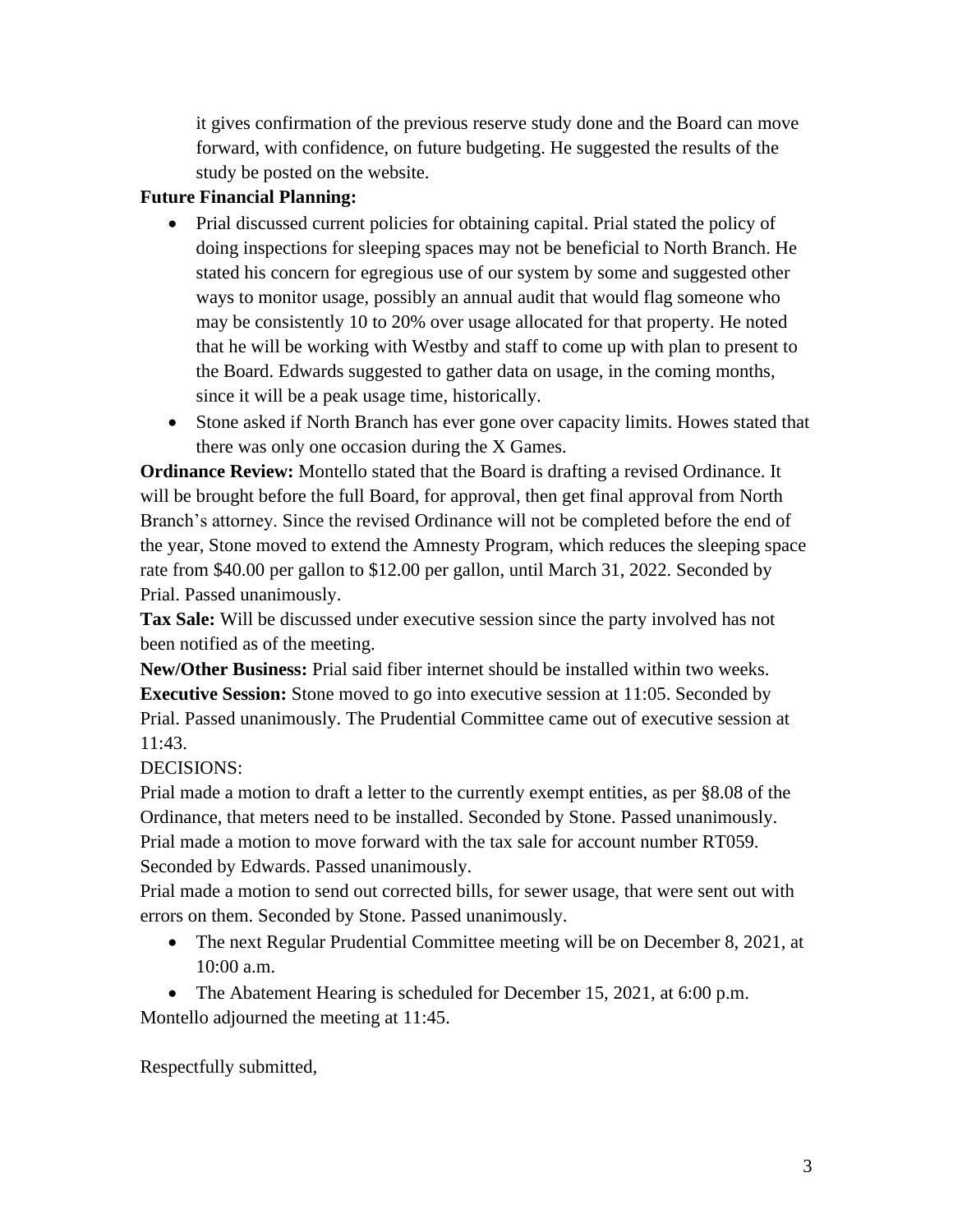it gives confirmation of the previous reserve study done and the Board can move forward, with confidence, on future budgeting. He suggested the results of the study be posted on the website.

**Future Financial Planning:**

- Prial discussed current policies for obtaining capital. Prial stated the policy of doing inspections for sleeping spaces may not be beneficial to North Branch. He stated his concern for egregious use of our system by some and suggested other ways to monitor usage, possibly an annual audit that would flag someone who may be consistently 10 to 20% over usage allocated for that property. He noted that he will be working with Westby and staff to come up with plan to present to the Board. Edwards suggested to gather data on usage, in the coming months, since it will be a peak usage time, historically.
- Stone asked if North Branch has ever gone over capacity limits. Howes stated that there was only one occasion during the X Games.

**Ordinance Review:** Montello stated that the Board is drafting a revised Ordinance. It will be brought before the full Board, for approval, then get final approval from North Branch's attorney. Since the revised Ordinance will not be completed before the end of the year, Stone moved to extend the Amnesty Program, which reduces the sleeping space rate from $40.00 per gallon to $12.00 per gallon, until March 31, 2022. Seconded by Prial. Passed unanimously.

**Tax Sale:** Will be discussed under executive session since the party involved has not been notified as of the meeting.

**New/Other Business:** Prial said fiber internet should be installed within two weeks.

**Executive Session:** Stone moved to go into executive session at 11:05. Seconded by Prial. Passed unanimously. The Prudential Committee came out of executive session at 11:43.

DECISIONS:

Prial made a motion to draft a letter to the currently exempt entities, as per §8.08 of the Ordinance, that meters need to be installed. Seconded by Stone. Passed unanimously.

Prial made a motion to move forward with the tax sale for account number RT059. Seconded by Edwards. Passed unanimously.

Prial made a motion to send out corrected bills, for sewer usage, that were sent out with errors on them. Seconded by Stone. Passed unanimously.

- The next Regular Prudential Committee meeting will be on December 8, 2021, at 10:00 a.m.
- The Abatement Hearing is scheduled for December 15, 2021, at 6:00 p.m.

Montello adjourned the meeting at 11:45.

Respectfully submitted,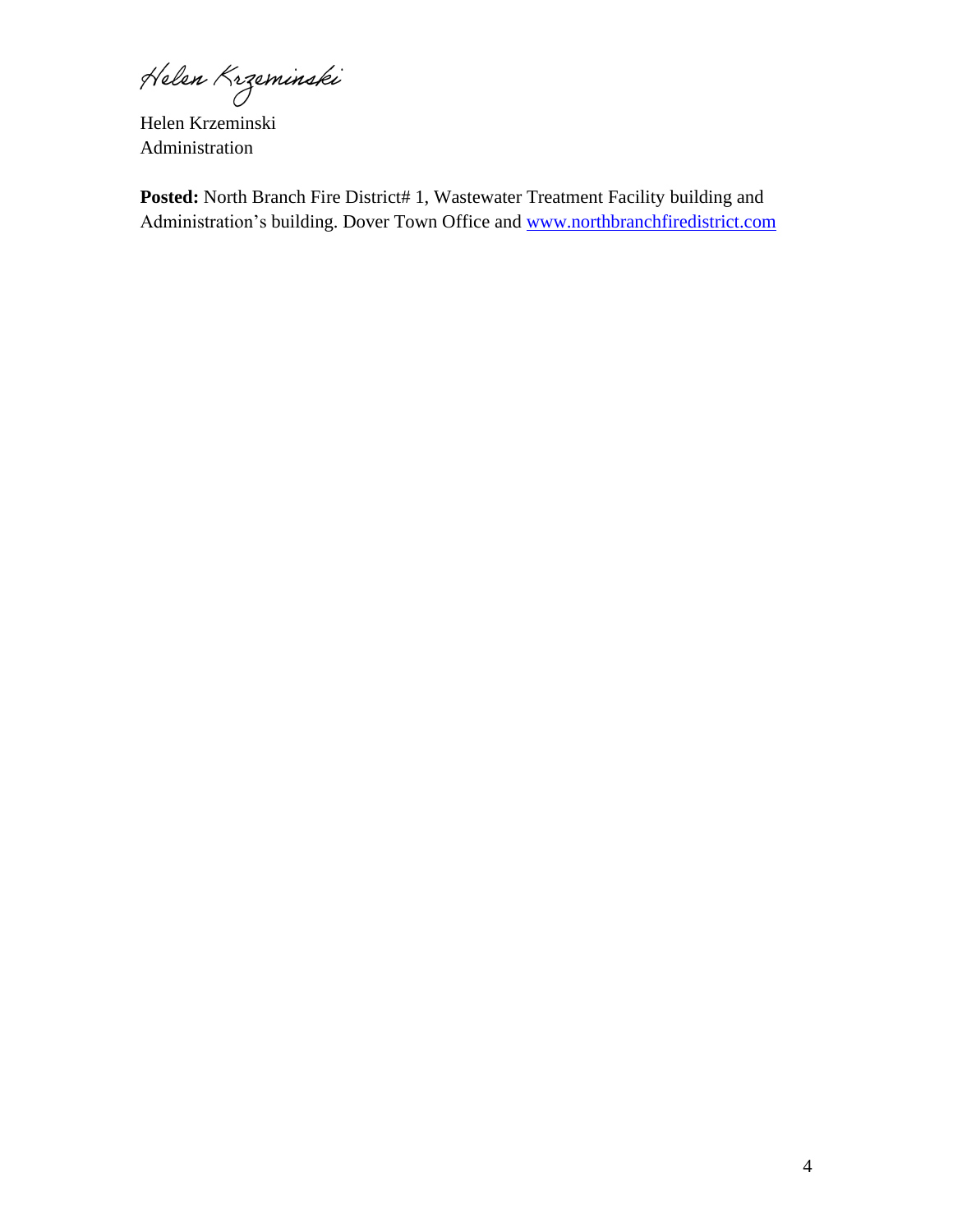*Helen Krzeminski*

Helen Krzeminski
Administration

**Posted:** North Branch Fire District# 1, Wastewater Treatment Facility building and Administration's building. Dover Town Office and [www.northbranchfiredistrict.com](http://www.northbranchfiredistrict.com)